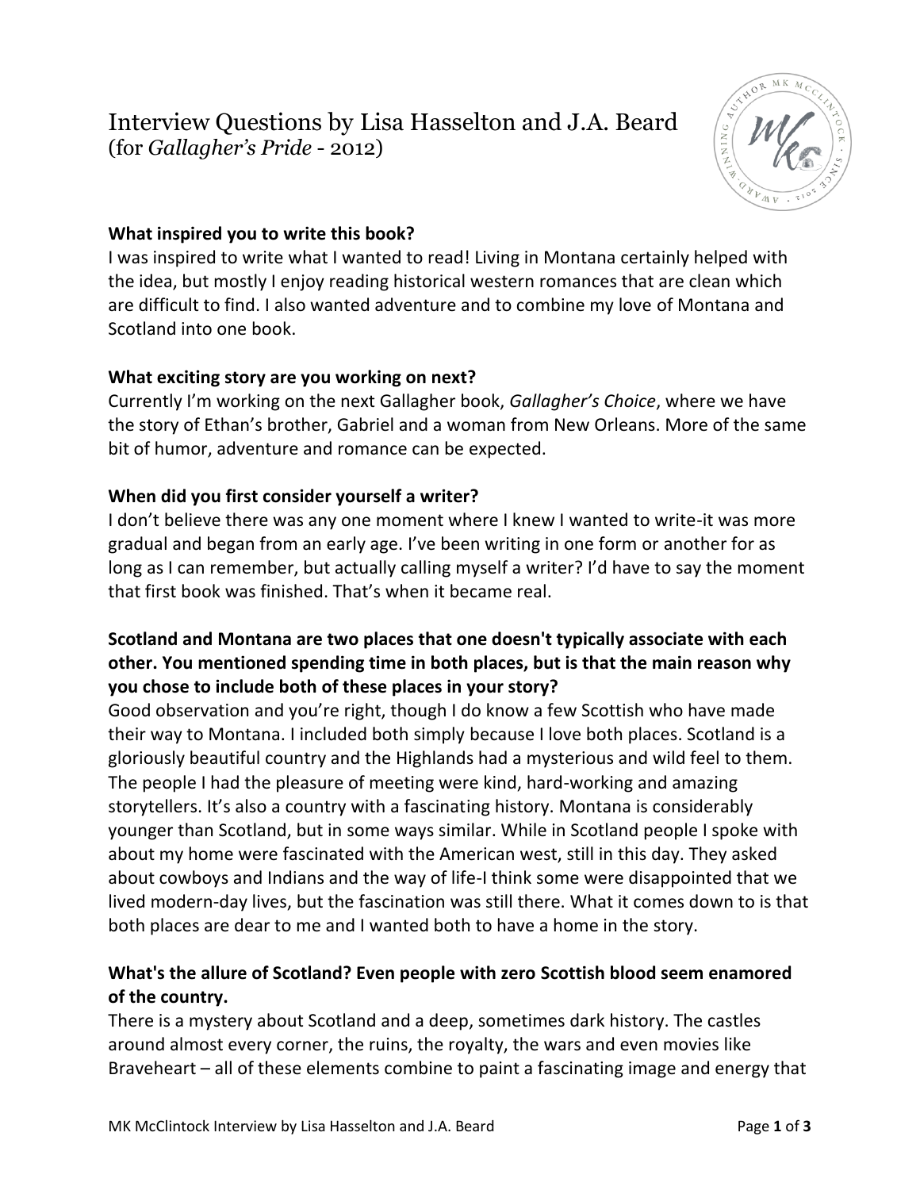# Interview Questions by Lisa Hasselton and J.A. Beard
(for *Gallagher's Pride* - 2012)

**What inspired you to write this book?**

I was inspired to write what I wanted to read! Living in Montana certainly helped with the idea, but mostly I enjoy reading historical western romances that are clean which are difficult to find. I also wanted adventure and to combine my love of Montana and Scotland into one book.

**What exciting story are you working on next?**

Currently I'm working on the next Gallagher book, *Gallagher's Choice*, where we have the story of Ethan's brother, Gabriel and a woman from New Orleans. More of the same bit of humor, adventure and romance can be expected.

**When did you first consider yourself a writer?**

I don't believe there was any one moment where I knew I wanted to write-it was more gradual and began from an early age. I've been writing in one form or another for as long as I can remember, but actually calling myself a writer? I'd have to say the moment that first book was finished. That's when it became real.

**Scotland and Montana are two places that one doesn't typically associate with each other. You mentioned spending time in both places, but is that the main reason why you chose to include both of these places in your story?**

Good observation and you're right, though I do know a few Scottish who have made their way to Montana. I included both simply because I love both places. Scotland is a gloriously beautiful country and the Highlands had a mysterious and wild feel to them. The people I had the pleasure of meeting were kind, hard-working and amazing storytellers. It's also a country with a fascinating history. Montana is considerably younger than Scotland, but in some ways similar. While in Scotland people I spoke with about my home were fascinated with the American west, still in this day. They asked about cowboys and Indians and the way of life-I think some were disappointed that we lived modern-day lives, but the fascination was still there. What it comes down to is that both places are dear to me and I wanted both to have a home in the story.

**What's the allure of Scotland? Even people with zero Scottish blood seem enamored of the country.**

There is a mystery about Scotland and a deep, sometimes dark history. The castles around almost every corner, the ruins, the royalty, the wars and even movies like Braveheart – all of these elements combine to paint a fascinating image and energy that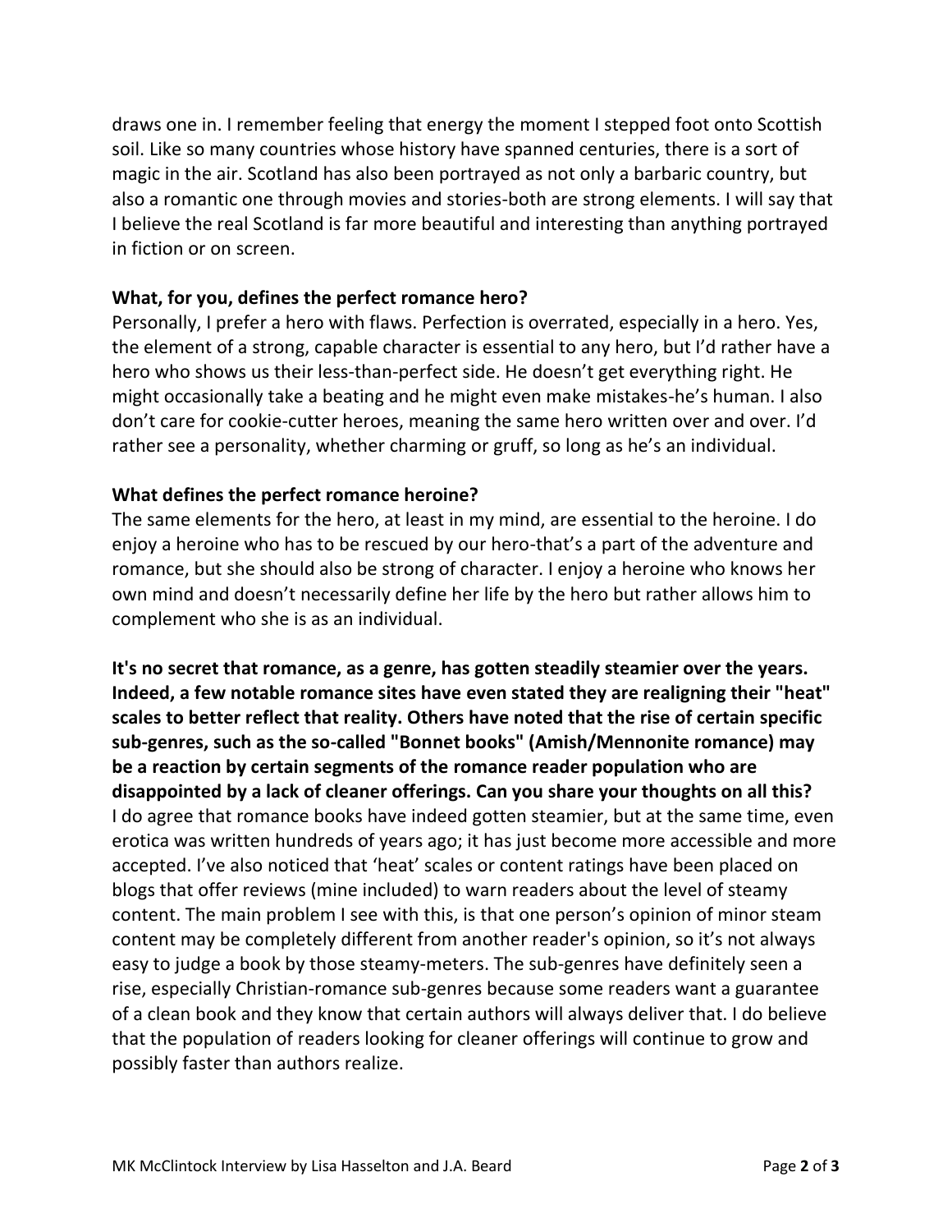draws one in. I remember feeling that energy the moment I stepped foot onto Scottish soil. Like so many countries whose history have spanned centuries, there is a sort of magic in the air. Scotland has also been portrayed as not only a barbaric country, but also a romantic one through movies and stories-both are strong elements. I will say that I believe the real Scotland is far more beautiful and interesting than anything portrayed in fiction or on screen.

**What, for you, defines the perfect romance hero?**

Personally, I prefer a hero with flaws. Perfection is overrated, especially in a hero. Yes, the element of a strong, capable character is essential to any hero, but I'd rather have a hero who shows us their less-than-perfect side. He doesn't get everything right. He might occasionally take a beating and he might even make mistakes-he's human. I also don't care for cookie-cutter heroes, meaning the same hero written over and over. I'd rather see a personality, whether charming or gruff, so long as he's an individual.

**What defines the perfect romance heroine?**

The same elements for the hero, at least in my mind, are essential to the heroine. I do enjoy a heroine who has to be rescued by our hero-that's a part of the adventure and romance, but she should also be strong of character. I enjoy a heroine who knows her own mind and doesn't necessarily define her life by the hero but rather allows him to complement who she is as an individual.

**It's no secret that romance, as a genre, has gotten steadily steamier over the years. Indeed, a few notable romance sites have even stated they are realigning their "heat" scales to better reflect that reality. Others have noted that the rise of certain specific sub-genres, such as the so-called "Bonnet books" (Amish/Mennonite romance) may be a reaction by certain segments of the romance reader population who are disappointed by a lack of cleaner offerings. Can you share your thoughts on all this?**

I do agree that romance books have indeed gotten steamier, but at the same time, even erotica was written hundreds of years ago; it has just become more accessible and more accepted. I've also noticed that 'heat' scales or content ratings have been placed on blogs that offer reviews (mine included) to warn readers about the level of steamy content. The main problem I see with this, is that one person's opinion of minor steam content may be completely different from another reader's opinion, so it's not always easy to judge a book by those steamy-meters. The sub-genres have definitely seen a rise, especially Christian-romance sub-genres because some readers want a guarantee of a clean book and they know that certain authors will always deliver that. I do believe that the population of readers looking for cleaner offerings will continue to grow and possibly faster than authors realize.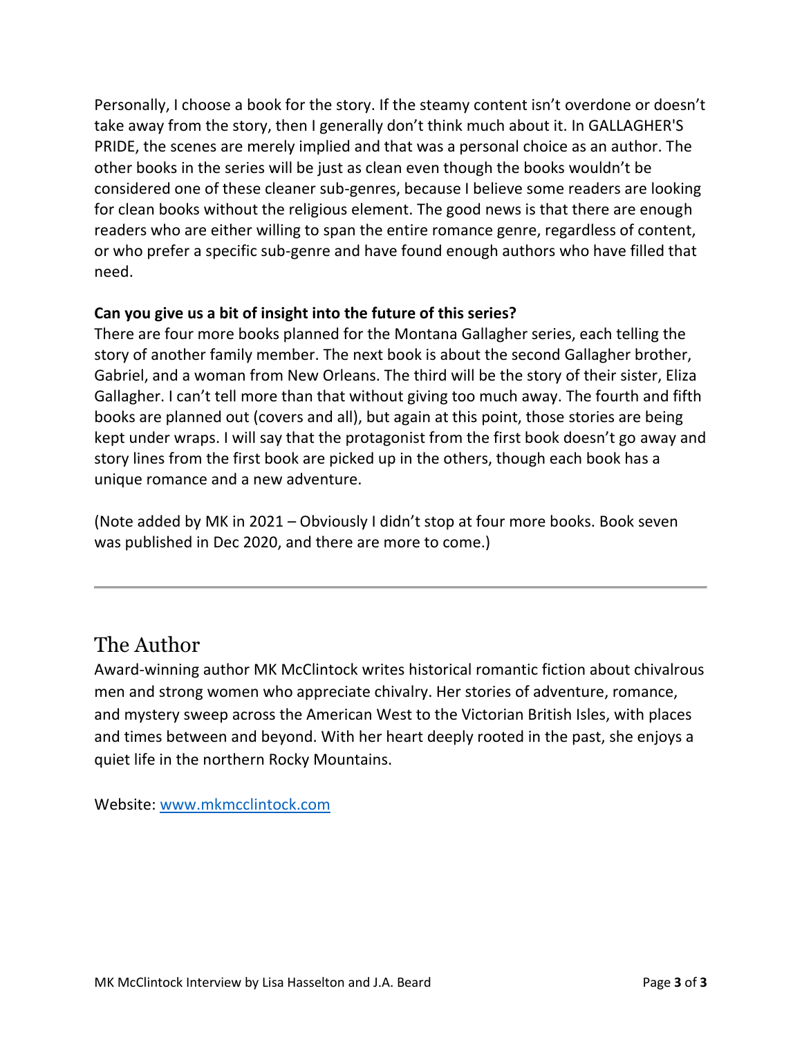Personally, I choose a book for the story. If the steamy content isn't overdone or doesn't take away from the story, then I generally don't think much about it. In GALLAGHER'S PRIDE, the scenes are merely implied and that was a personal choice as an author. The other books in the series will be just as clean even though the books wouldn't be considered one of these cleaner sub-genres, because I believe some readers are looking for clean books without the religious element. The good news is that there are enough readers who are either willing to span the entire romance genre, regardless of content, or who prefer a specific sub-genre and have found enough authors who have filled that need.

**Can you give us a bit of insight into the future of this series?**

There are four more books planned for the Montana Gallagher series, each telling the story of another family member. The next book is about the second Gallagher brother, Gabriel, and a woman from New Orleans. The third will be the story of their sister, Eliza Gallagher. I can't tell more than that without giving too much away. The fourth and fifth books are planned out (covers and all), but again at this point, those stories are being kept under wraps. I will say that the protagonist from the first book doesn't go away and story lines from the first book are picked up in the others, though each book has a unique romance and a new adventure.

(Note added by MK in 2021 – Obviously I didn't stop at four more books. Book seven was published in Dec 2020, and there are more to come.)

---

## The Author

Award-winning author MK McClintock writes historical romantic fiction about chivalrous men and strong women who appreciate chivalry. Her stories of adventure, romance, and mystery sweep across the American West to the Victorian British Isles, with places and times between and beyond. With her heart deeply rooted in the past, she enjoys a quiet life in the northern Rocky Mountains.

Website: [www.mkmcclintock.com](http://www.mkmcclintock.com)